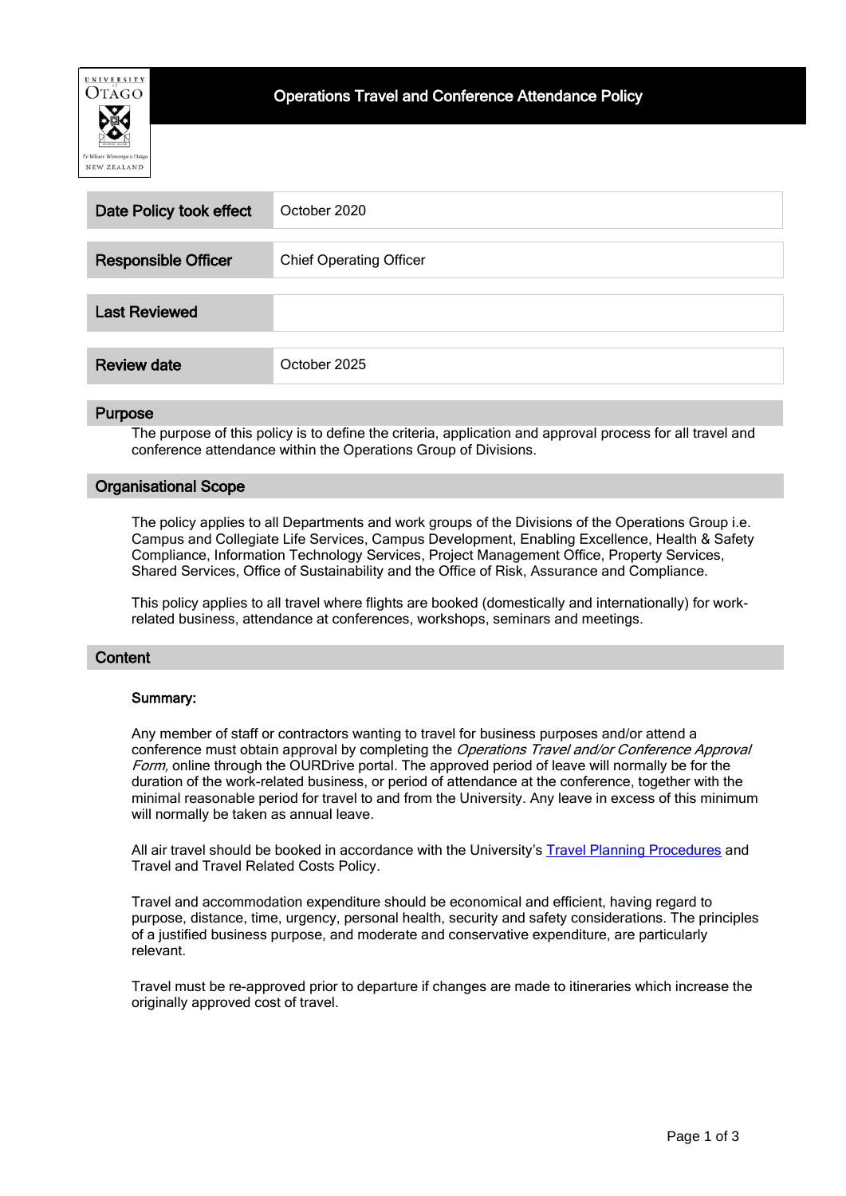# Operations Travel and Conference Attendance Policy

| | |
|---|---|
| **Date Policy took effect** | October 2020 |
| **Responsible Officer** | Chief Operating Officer |
| **Last Reviewed** | |
| **Review date** | October 2025 |

## Purpose

The purpose of this policy is to define the criteria, application and approval process for all travel and conference attendance within the Operations Group of Divisions.

## Organisational Scope

The policy applies to all Departments and work groups of the Divisions of the Operations Group i.e. Campus and Collegiate Life Services, Campus Development, Enabling Excellence, Health & Safety Compliance, Information Technology Services, Project Management Office, Property Services, Shared Services, Office of Sustainability and the Office of Risk, Assurance and Compliance.

This policy applies to all travel where flights are booked (domestically and internationally) for work-related business, attendance at conferences, workshops, seminars and meetings.

## Content

### Summary:

Any member of staff or contractors wanting to travel for business purposes and/or attend a conference must obtain approval by completing the *Operations Travel and/or Conference Approval Form,* online through the OURDrive portal. The approved period of leave will normally be for the duration of the work-related business, or period of attendance at the conference, together with the minimal reasonable period for travel to and from the University. Any leave in excess of this minimum will normally be taken as annual leave.

All air travel should be booked in accordance with the University's Travel Planning Procedures and Travel and Travel Related Costs Policy.

Travel and accommodation expenditure should be economical and efficient, having regard to purpose, distance, time, urgency, personal health, security and safety considerations. The principles of a justified business purpose, and moderate and conservative expenditure, are particularly relevant.

Travel must be re-approved prior to departure if changes are made to itineraries which increase the originally approved cost of travel.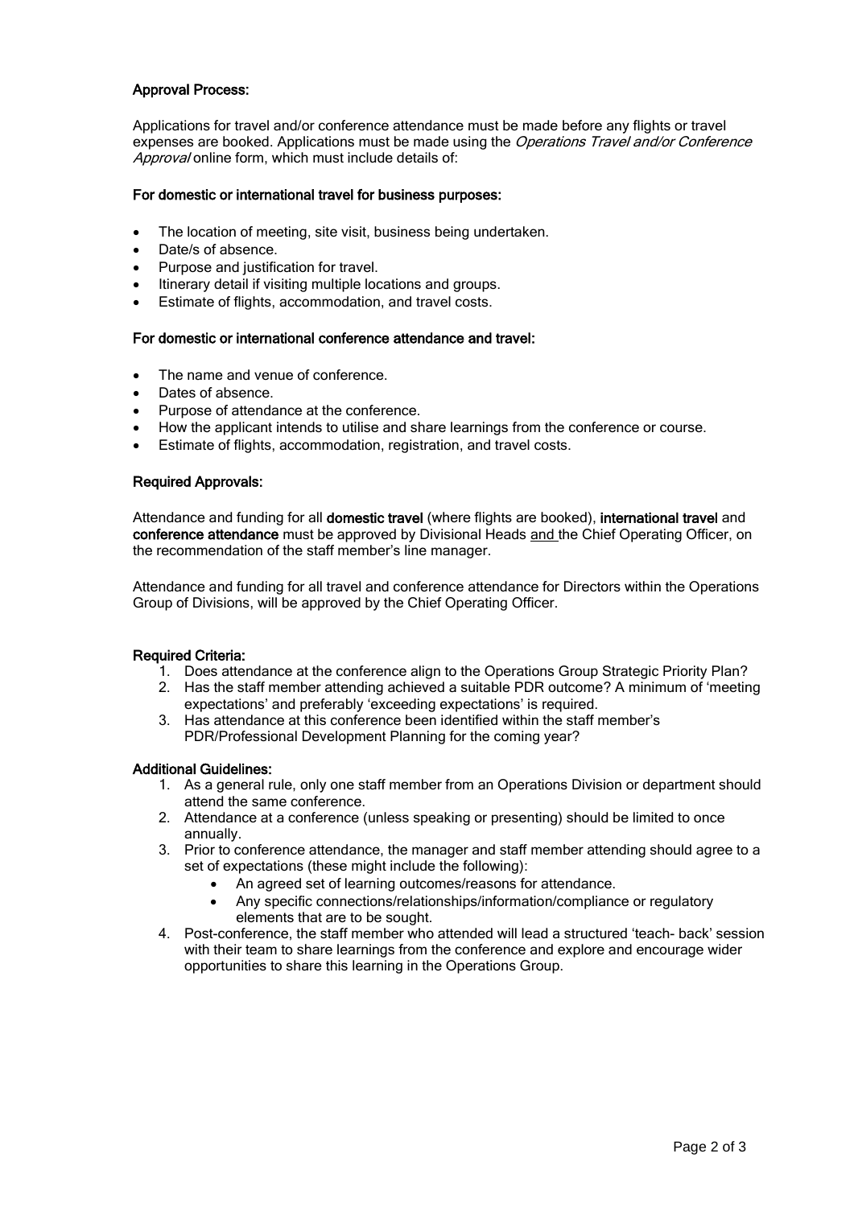### Approval Process:

Applications for travel and/or conference attendance must be made before any flights or travel expenses are booked. Applications must be made using the *Operations Travel and/or Conference Approval* online form, which must include details of:

#### For domestic or international travel for business purposes:

- The location of meeting, site visit, business being undertaken.
- Date/s of absence.
- Purpose and justification for travel.
- Itinerary detail if visiting multiple locations and groups.
- Estimate of flights, accommodation, and travel costs.

#### For domestic or international conference attendance and travel:

- The name and venue of conference.
- Dates of absence.
- Purpose of attendance at the conference.
- How the applicant intends to utilise and share learnings from the conference or course.
- Estimate of flights, accommodation, registration, and travel costs.

### Required Approvals:

Attendance and funding for all **domestic travel** (where flights are booked), **international travel** and **conference attendance** must be approved by Divisional Heads <u>and</u> the Chief Operating Officer, on the recommendation of the staff member's line manager.

Attendance and funding for all travel and conference attendance for Directors within the Operations Group of Divisions, will be approved by the Chief Operating Officer.

### Required Criteria:

1. Does attendance at the conference align to the Operations Group Strategic Priority Plan?
2. Has the staff member attending achieved a suitable PDR outcome? A minimum of 'meeting expectations' and preferably 'exceeding expectations' is required.
3. Has attendance at this conference been identified within the staff member's PDR/Professional Development Planning for the coming year?

### Additional Guidelines:

1. As a general rule, only one staff member from an Operations Division or department should attend the same conference.
2. Attendance at a conference (unless speaking or presenting) should be limited to once annually.
3. Prior to conference attendance, the manager and staff member attending should agree to a set of expectations (these might include the following):
   - An agreed set of learning outcomes/reasons for attendance.
   - Any specific connections/relationships/information/compliance or regulatory elements that are to be sought.
4. Post-conference, the staff member who attended will lead a structured 'teach- back' session with their team to share learnings from the conference and explore and encourage wider opportunities to share this learning in the Operations Group.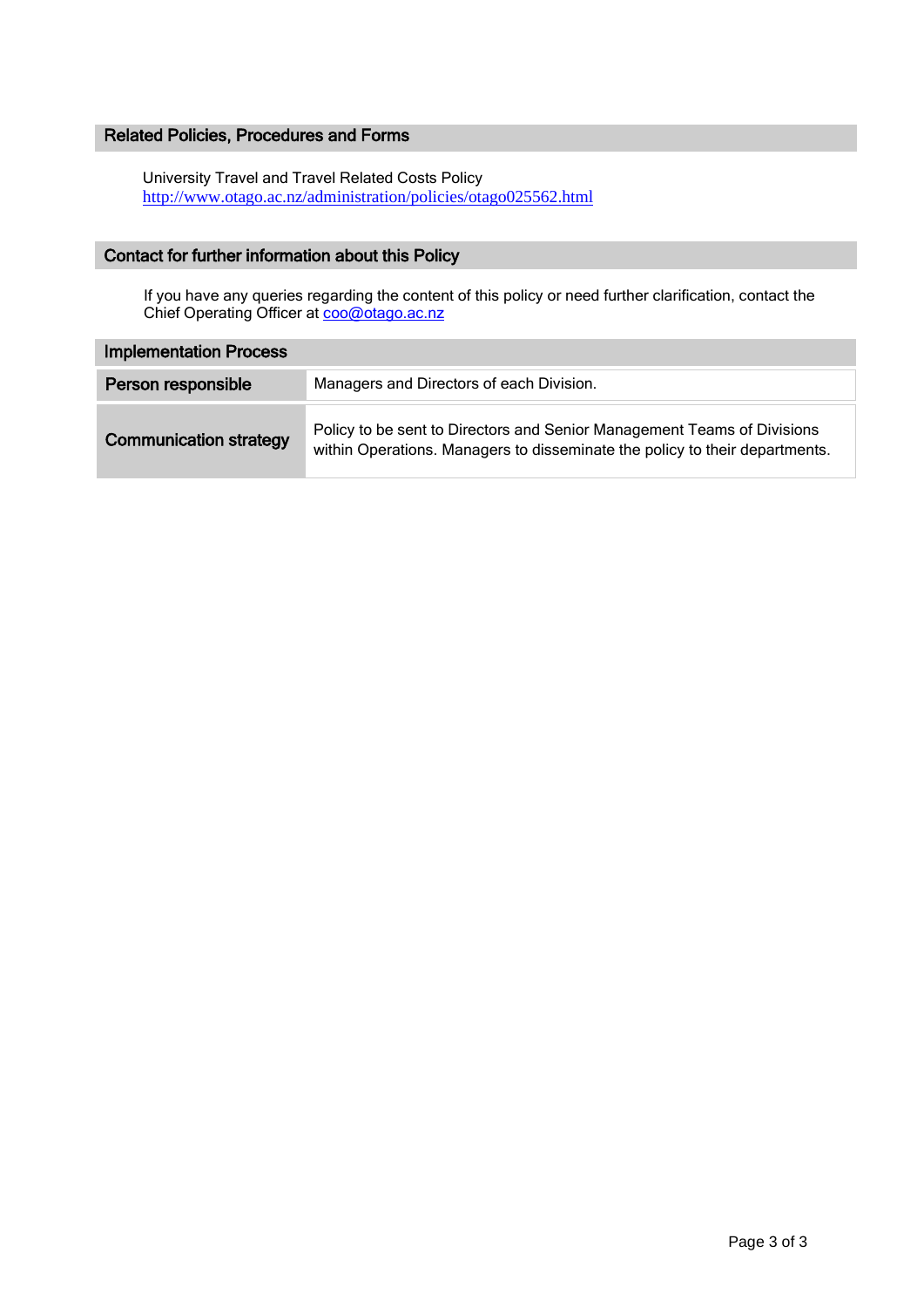## Related Policies, Procedures and Forms

University Travel and Travel Related Costs Policy
http://www.otago.ac.nz/administration/policies/otago025562.html

## Contact for further information about this Policy

If you have any queries regarding the content of this policy or need further clarification, contact the Chief Operating Officer at coo@otago.ac.nz

## Implementation Process

| | |
|---|---|
| **Person responsible** | Managers and Directors of each Division. |
| **Communication strategy** | Policy to be sent to Directors and Senior Management Teams of Divisions within Operations. Managers to disseminate the policy to their departments. |